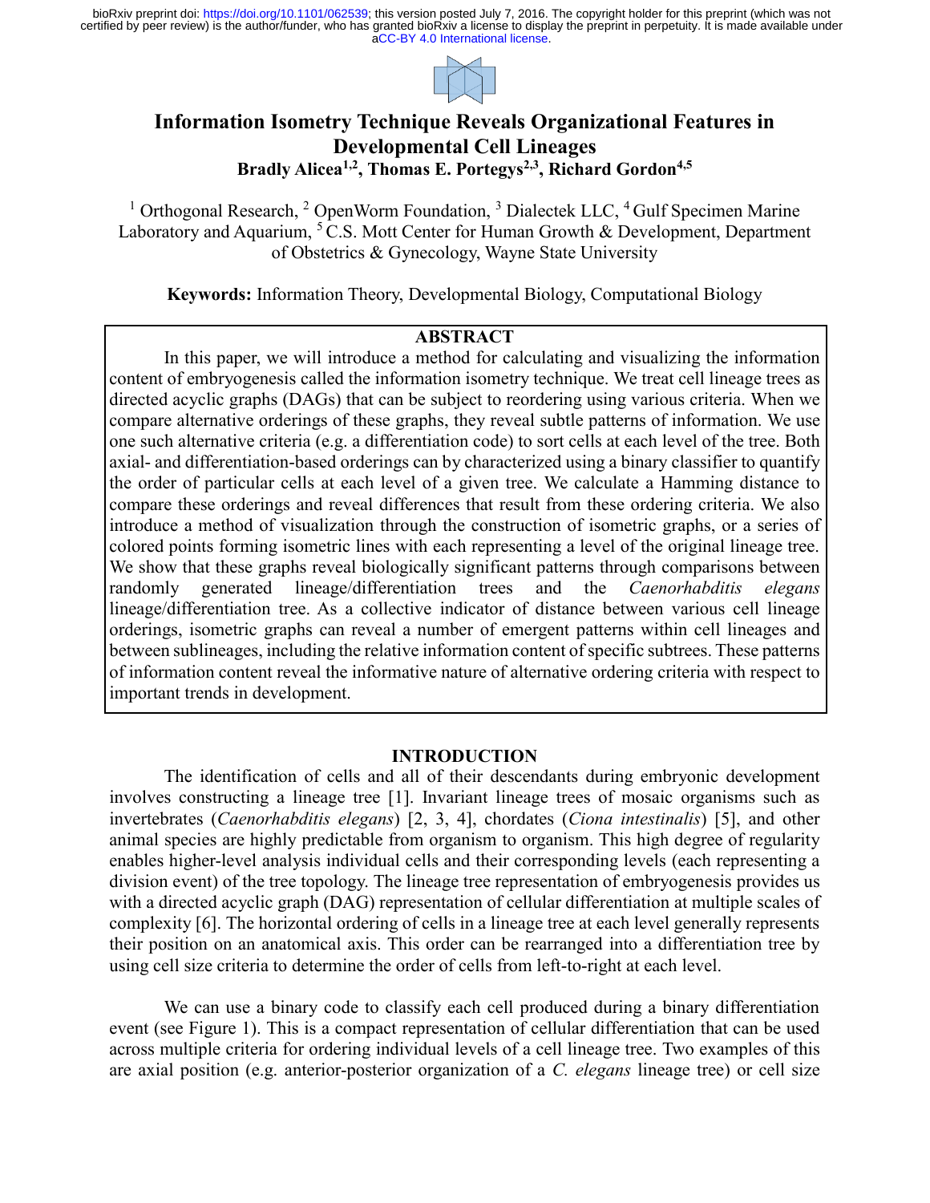# Information Isometry Technique Reveals Organizational Features in Developmental Cell Lineages

**Bradly Alicea[1,2], Thomas E. Portegys[2,3], Richard Gordon[4,5]**

[1] Orthogonal Research, [2] OpenWorm Foundation, [3] Dialectek LLC, [4] Gulf Specimen Marine Laboratory and Aquarium, [5] C.S. Mott Center for Human Growth & Development, Department of Obstetrics & Gynecology, Wayne State University

**Keywords:** Information Theory, Developmental Biology, Computational Biology

## ABSTRACT

In this paper, we will introduce a method for calculating and visualizing the information content of embryogenesis called the information isometry technique. We treat cell lineage trees as directed acyclic graphs (DAGs) that can be subject to reordering using various criteria. When we compare alternative orderings of these graphs, they reveal subtle patterns of information. We use one such alternative criteria (e.g. a differentiation code) to sort cells at each level of the tree. Both axial- and differentiation-based orderings can by characterized using a binary classifier to quantify the order of particular cells at each level of a given tree. We calculate a Hamming distance to compare these orderings and reveal differences that result from these ordering criteria. We also introduce a method of visualization through the construction of isometric graphs, or a series of colored points forming isometric lines with each representing a level of the original lineage tree. We show that these graphs reveal biologically significant patterns through comparisons between randomly generated lineage/differentiation trees and the *Caenorhabditis elegans* lineage/differentiation tree. As a collective indicator of distance between various cell lineage orderings, isometric graphs can reveal a number of emergent patterns within cell lineages and between sublineages, including the relative information content of specific subtrees. These patterns of information content reveal the informative nature of alternative ordering criteria with respect to important trends in development.

## INTRODUCTION

The identification of cells and all of their descendants during embryonic development involves constructing a lineage tree [1]. Invariant lineage trees of mosaic organisms such as invertebrates (*Caenorhabditis elegans*) [2, 3, 4], chordates (*Ciona intestinalis*) [5], and other animal species are highly predictable from organism to organism. This high degree of regularity enables higher-level analysis individual cells and their corresponding levels (each representing a division event) of the tree topology. The lineage tree representation of embryogenesis provides us with a directed acyclic graph (DAG) representation of cellular differentiation at multiple scales of complexity [6]. The horizontal ordering of cells in a lineage tree at each level generally represents their position on an anatomical axis. This order can be rearranged into a differentiation tree by using cell size criteria to determine the order of cells from left-to-right at each level.

We can use a binary code to classify each cell produced during a binary differentiation event (see Figure 1). This is a compact representation of cellular differentiation that can be used across multiple criteria for ordering individual levels of a cell lineage tree. Two examples of this are axial position (e.g. anterior-posterior organization of a *C. elegans* lineage tree) or cell size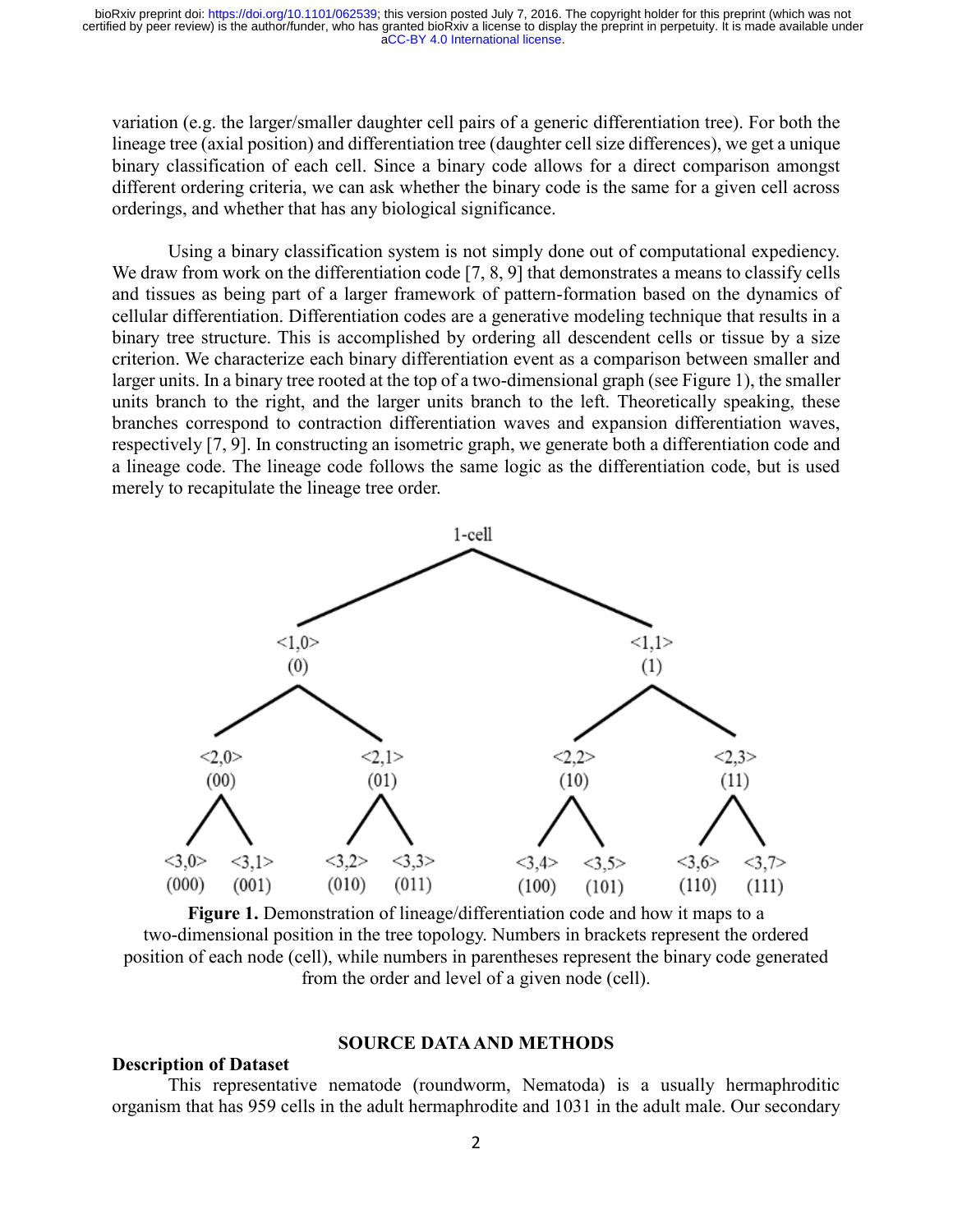variation (e.g. the larger/smaller daughter cell pairs of a generic differentiation tree). For both the lineage tree (axial position) and differentiation tree (daughter cell size differences), we get a unique binary classification of each cell. Since a binary code allows for a direct comparison amongst different ordering criteria, we can ask whether the binary code is the same for a given cell across orderings, and whether that has any biological significance.

Using a binary classification system is not simply done out of computational expediency. We draw from work on the differentiation code [7, 8, 9] that demonstrates a means to classify cells and tissues as being part of a larger framework of pattern-formation based on the dynamics of cellular differentiation. Differentiation codes are a generative modeling technique that results in a binary tree structure. This is accomplished by ordering all descendent cells or tissue by a size criterion. We characterize each binary differentiation event as a comparison between smaller and larger units. In a binary tree rooted at the top of a two-dimensional graph (see Figure 1), the smaller units branch to the right, and the larger units branch to the left. Theoretically speaking, these branches correspond to contraction differentiation waves and expansion differentiation waves, respectively [7, 9]. In constructing an isometric graph, we generate both a differentiation code and a lineage code. The lineage code follows the same logic as the differentiation code, but is used merely to recapitulate the lineage tree order.

```
                                1-cell
                 <1,0>                             <1,1>
                  (0)                               (1)
        <2,0>            <2,1>            <2,2>            <2,3>
        (00)             (01)             (10)             (11)
   <3,0>    <3,1>   <3,2>    <3,3>   <3,4>    <3,5>   <3,6>    <3,7>
   (000)    (001)   (010)    (011)   (100)    (101)   (110)    (111)
```

**Figure 1.** Demonstration of lineage/differentiation code and how it maps to a two-dimensional position in the tree topology. Numbers in brackets represent the ordered position of each node (cell), while numbers in parentheses represent the binary code generated from the order and level of a given node (cell).

## SOURCE DATA AND METHODS

### Description of Dataset

This representative nematode (roundworm, Nematoda) is a usually hermaphroditic organism that has 959 cells in the adult hermaphrodite and 1031 in the adult male. Our secondary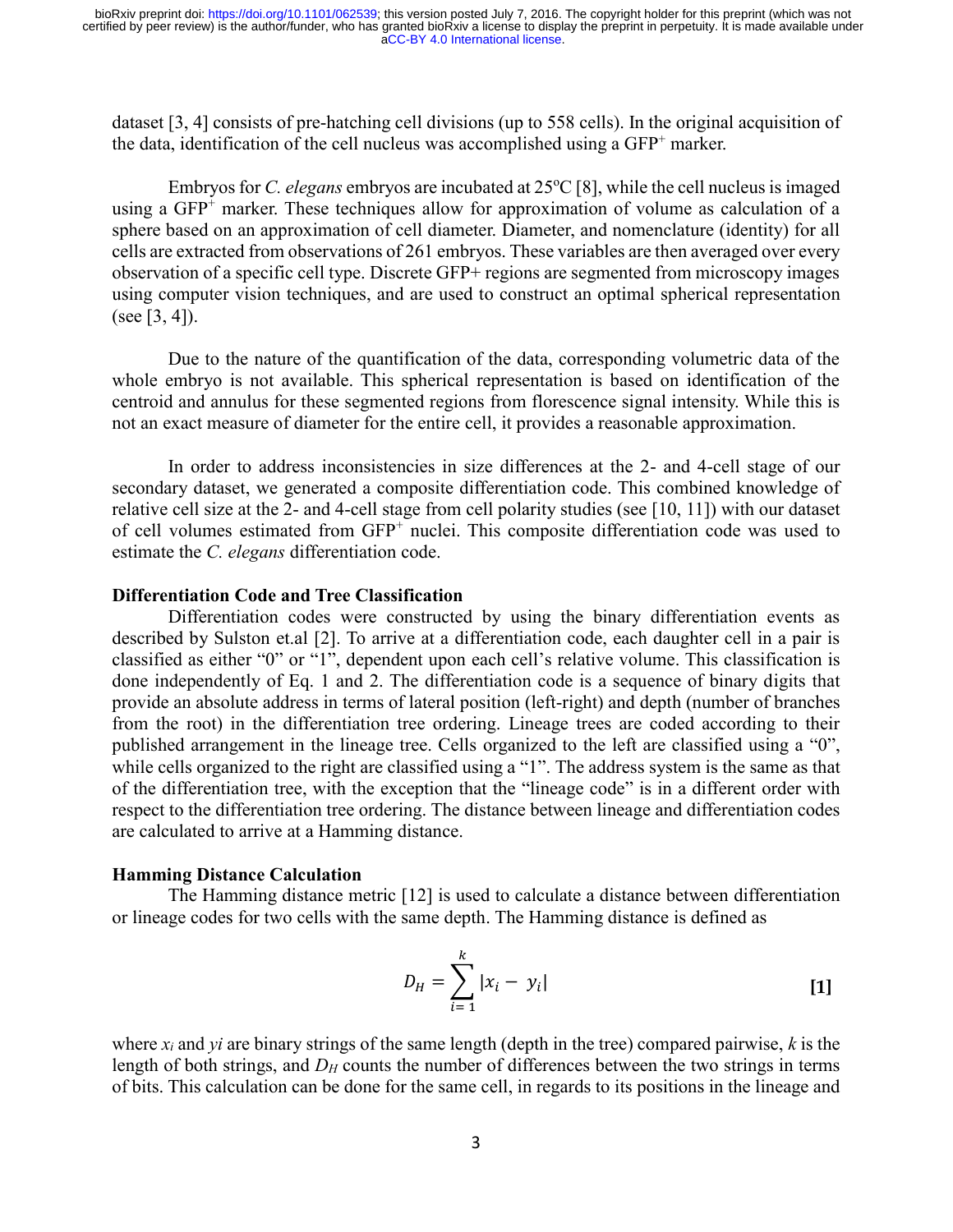dataset [3, 4] consists of pre-hatching cell divisions (up to 558 cells). In the original acquisition of the data, identification of the cell nucleus was accomplished using a $GFP^{+}$ marker.

Embryos for *C. elegans* embryos are incubated at 25ºC [8], while the cell nucleus is imaged using a $GFP^{+}$ marker. These techniques allow for approximation of volume as calculation of a sphere based on an approximation of cell diameter. Diameter, and nomenclature (identity) for all cells are extracted from observations of 261 embryos. These variables are then averaged over every observation of a specific cell type. Discrete GFP+ regions are segmented from microscopy images using computer vision techniques, and are used to construct an optimal spherical representation (see [3, 4]).

Due to the nature of the quantification of the data, corresponding volumetric data of the whole embryo is not available. This spherical representation is based on identification of the centroid and annulus for these segmented regions from florescence signal intensity. While this is not an exact measure of diameter for the entire cell, it provides a reasonable approximation.

In order to address inconsistencies in size differences at the 2- and 4-cell stage of our secondary dataset, we generated a composite differentiation code. This combined knowledge of relative cell size at the 2- and 4-cell stage from cell polarity studies (see [10, 11]) with our dataset of cell volumes estimated from $GFP^{+}$ nuclei. This composite differentiation code was used to estimate the *C. elegans* differentiation code.

**Differentiation Code and Tree Classification**

Differentiation codes were constructed by using the binary differentiation events as described by Sulston et.al [2]. To arrive at a differentiation code, each daughter cell in a pair is classified as either "0" or "1", dependent upon each cell's relative volume. This classification is done independently of Eq. 1 and 2. The differentiation code is a sequence of binary digits that provide an absolute address in terms of lateral position (left-right) and depth (number of branches from the root) in the differentiation tree ordering. Lineage trees are coded according to their published arrangement in the lineage tree. Cells organized to the left are classified using a "0", while cells organized to the right are classified using a "1". The address system is the same as that of the differentiation tree, with the exception that the "lineage code" is in a different order with respect to the differentiation tree ordering. The distance between lineage and differentiation codes are calculated to arrive at a Hamming distance.

**Hamming Distance Calculation**

The Hamming distance metric [12] is used to calculate a distance between differentiation or lineage codes for two cells with the same depth. The Hamming distance is defined as

$$D_H = \sum_{i=1}^{k} |x_i - y_i| \qquad \textbf{[1]}$$

where $x_i$ and $yi$ are binary strings of the same length (depth in the tree) compared pairwise, $k$ is the length of both strings, and $D_H$ counts the number of differences between the two strings in terms of bits. This calculation can be done for the same cell, in regards to its positions in the lineage and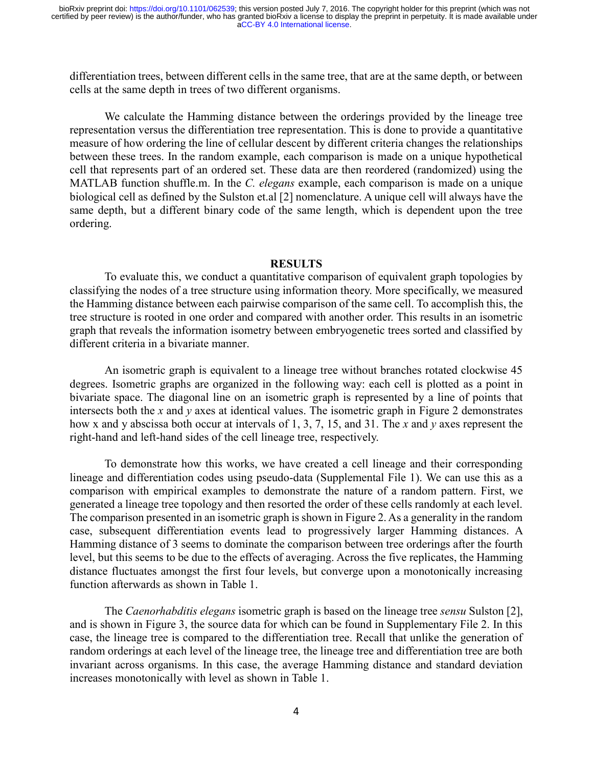differentiation trees, between different cells in the same tree, that are at the same depth, or between cells at the same depth in trees of two different organisms.

We calculate the Hamming distance between the orderings provided by the lineage tree representation versus the differentiation tree representation. This is done to provide a quantitative measure of how ordering the line of cellular descent by different criteria changes the relationships between these trees. In the random example, each comparison is made on a unique hypothetical cell that represents part of an ordered set. These data are then reordered (randomized) using the MATLAB function shuffle.m. In the *C. elegans* example, each comparison is made on a unique biological cell as defined by the Sulston et.al [2] nomenclature. A unique cell will always have the same depth, but a different binary code of the same length, which is dependent upon the tree ordering.

## RESULTS

To evaluate this, we conduct a quantitative comparison of equivalent graph topologies by classifying the nodes of a tree structure using information theory. More specifically, we measured the Hamming distance between each pairwise comparison of the same cell. To accomplish this, the tree structure is rooted in one order and compared with another order. This results in an isometric graph that reveals the information isometry between embryogenetic trees sorted and classified by different criteria in a bivariate manner.

An isometric graph is equivalent to a lineage tree without branches rotated clockwise 45 degrees. Isometric graphs are organized in the following way: each cell is plotted as a point in bivariate space. The diagonal line on an isometric graph is represented by a line of points that intersects both the *x* and *y* axes at identical values. The isometric graph in Figure 2 demonstrates how x and y abscissa both occur at intervals of 1, 3, 7, 15, and 31. The *x* and *y* axes represent the right-hand and left-hand sides of the cell lineage tree, respectively.

To demonstrate how this works, we have created a cell lineage and their corresponding lineage and differentiation codes using pseudo-data (Supplemental File 1). We can use this as a comparison with empirical examples to demonstrate the nature of a random pattern. First, we generated a lineage tree topology and then resorted the order of these cells randomly at each level. The comparison presented in an isometric graph is shown in Figure 2. As a generality in the random case, subsequent differentiation events lead to progressively larger Hamming distances. A Hamming distance of 3 seems to dominate the comparison between tree orderings after the fourth level, but this seems to be due to the effects of averaging. Across the five replicates, the Hamming distance fluctuates amongst the first four levels, but converge upon a monotonically increasing function afterwards as shown in Table 1.

The *Caenorhabditis elegans* isometric graph is based on the lineage tree *sensu* Sulston [2], and is shown in Figure 3, the source data for which can be found in Supplementary File 2. In this case, the lineage tree is compared to the differentiation tree. Recall that unlike the generation of random orderings at each level of the lineage tree, the lineage tree and differentiation tree are both invariant across organisms. In this case, the average Hamming distance and standard deviation increases monotonically with level as shown in Table 1.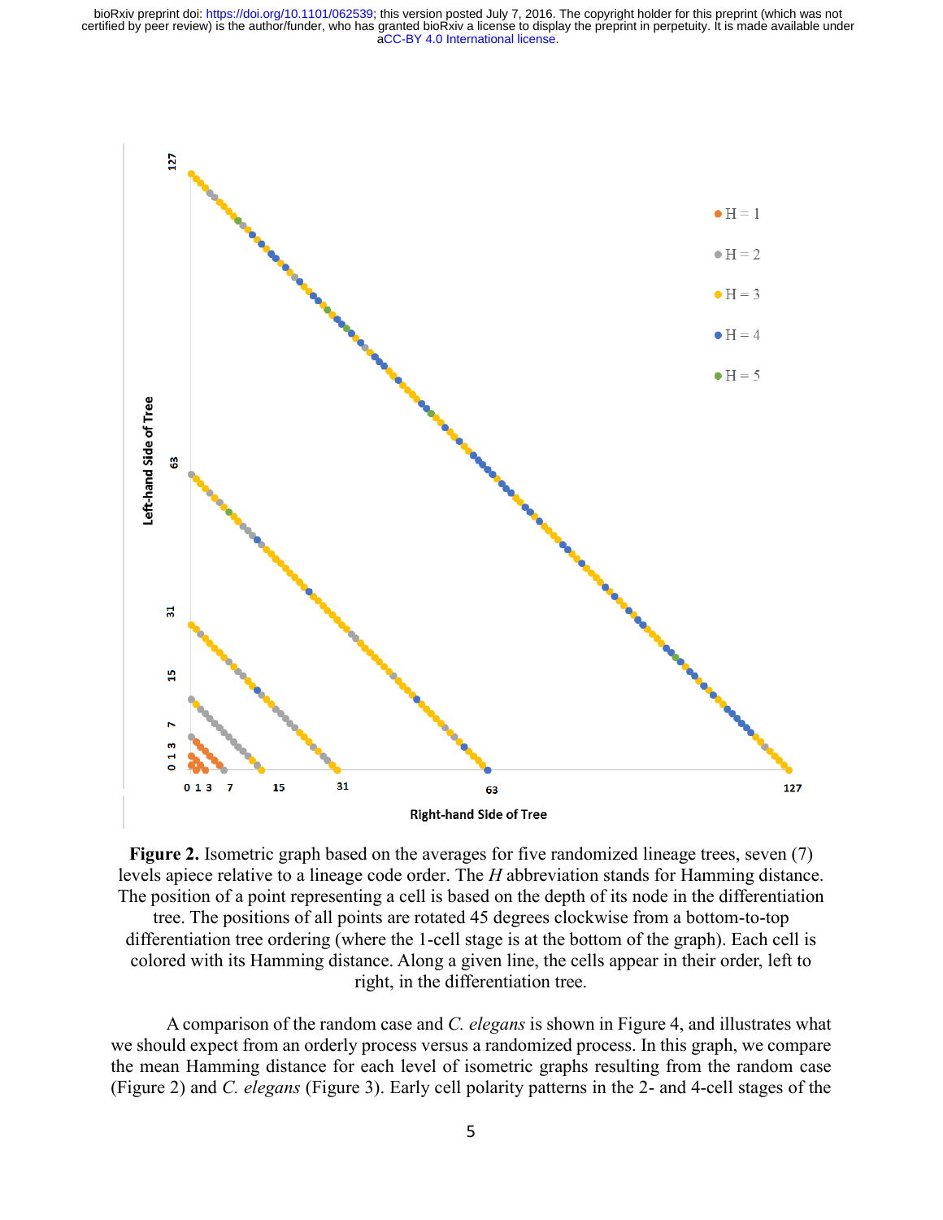**Figure 2.** Isometric graph based on the averages for five randomized lineage trees, seven (7) levels apiece relative to a lineage code order. The *H* abbreviation stands for Hamming distance. The position of a point representing a cell is based on the depth of its node in the differentiation tree. The positions of all points are rotated 45 degrees clockwise from a bottom-to-top differentiation tree ordering (where the 1-cell stage is at the bottom of the graph). Each cell is colored with its Hamming distance. Along a given line, the cells appear in their order, left to right, in the differentiation tree.

A comparison of the random case and *C. elegans* is shown in Figure 4, and illustrates what we should expect from an orderly process versus a randomized process. In this graph, we compare the mean Hamming distance for each level of isometric graphs resulting from the random case (Figure 2) and *C. elegans* (Figure 3). Early cell polarity patterns in the 2- and 4-cell stages of the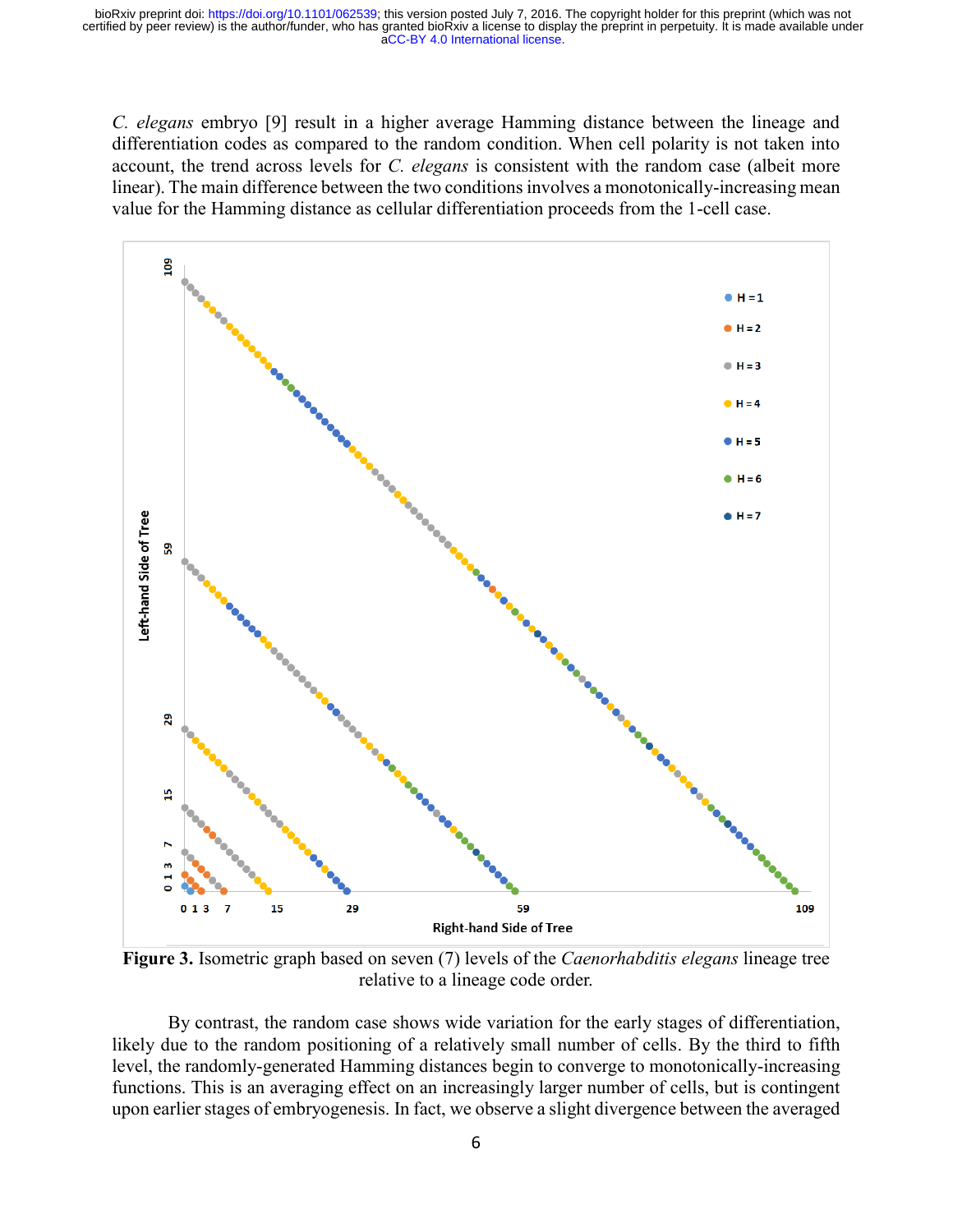*C. elegans* embryo [9] result in a higher average Hamming distance between the lineage and differentiation codes as compared to the random condition. When cell polarity is not taken into account, the trend across levels for *C. elegans* is consistent with the random case (albeit more linear). The main difference between the two conditions involves a monotonically-increasing mean value for the Hamming distance as cellular differentiation proceeds from the 1-cell case.

**Figure 3.** Isometric graph based on seven (7) levels of the *Caenorhabditis elegans* lineage tree relative to a lineage code order.

By contrast, the random case shows wide variation for the early stages of differentiation, likely due to the random positioning of a relatively small number of cells. By the third to fifth level, the randomly-generated Hamming distances begin to converge to monotonically-increasing functions. This is an averaging effect on an increasingly larger number of cells, but is contingent upon earlier stages of embryogenesis. In fact, we observe a slight divergence between the averaged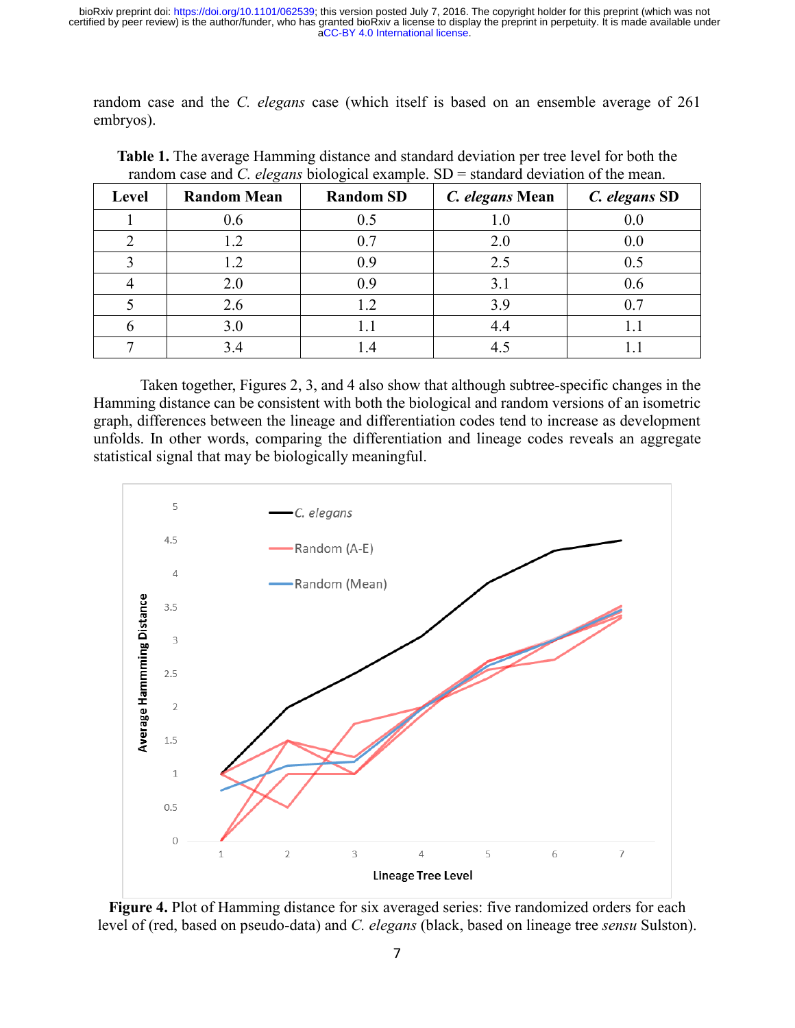random case and the *C. elegans* case (which itself is based on an ensemble average of 261 embryos).

**Table 1.** The average Hamming distance and standard deviation per tree level for both the random case and *C. elegans* biological example. SD = standard deviation of the mean.

| Level | Random Mean | Random SD | *C. elegans* Mean | *C. elegans* SD |
|---|---|---|---|---|
| 1 | 0.6 | 0.5 | 1.0 | 0.0 |
| 2 | 1.2 | 0.7 | 2.0 | 0.0 |
| 3 | 1.2 | 0.9 | 2.5 | 0.5 |
| 4 | 2.0 | 0.9 | 3.1 | 0.6 |
| 5 | 2.6 | 1.2 | 3.9 | 0.7 |
| 6 | 3.0 | 1.1 | 4.4 | 1.1 |
| 7 | 3.4 | 1.4 | 4.5 | 1.1 |

Taken together, Figures 2, 3, and 4 also show that although subtree-specific changes in the Hamming distance can be consistent with both the biological and random versions of an isometric graph, differences between the lineage and differentiation codes tend to increase as development unfolds. In other words, comparing the differentiation and lineage codes reveals an aggregate statistical signal that may be biologically meaningful.

**Figure 4.** Plot of Hamming distance for six averaged series: five randomized orders for each level of (red, based on pseudo-data) and *C. elegans* (black, based on lineage tree *sensu* Sulston).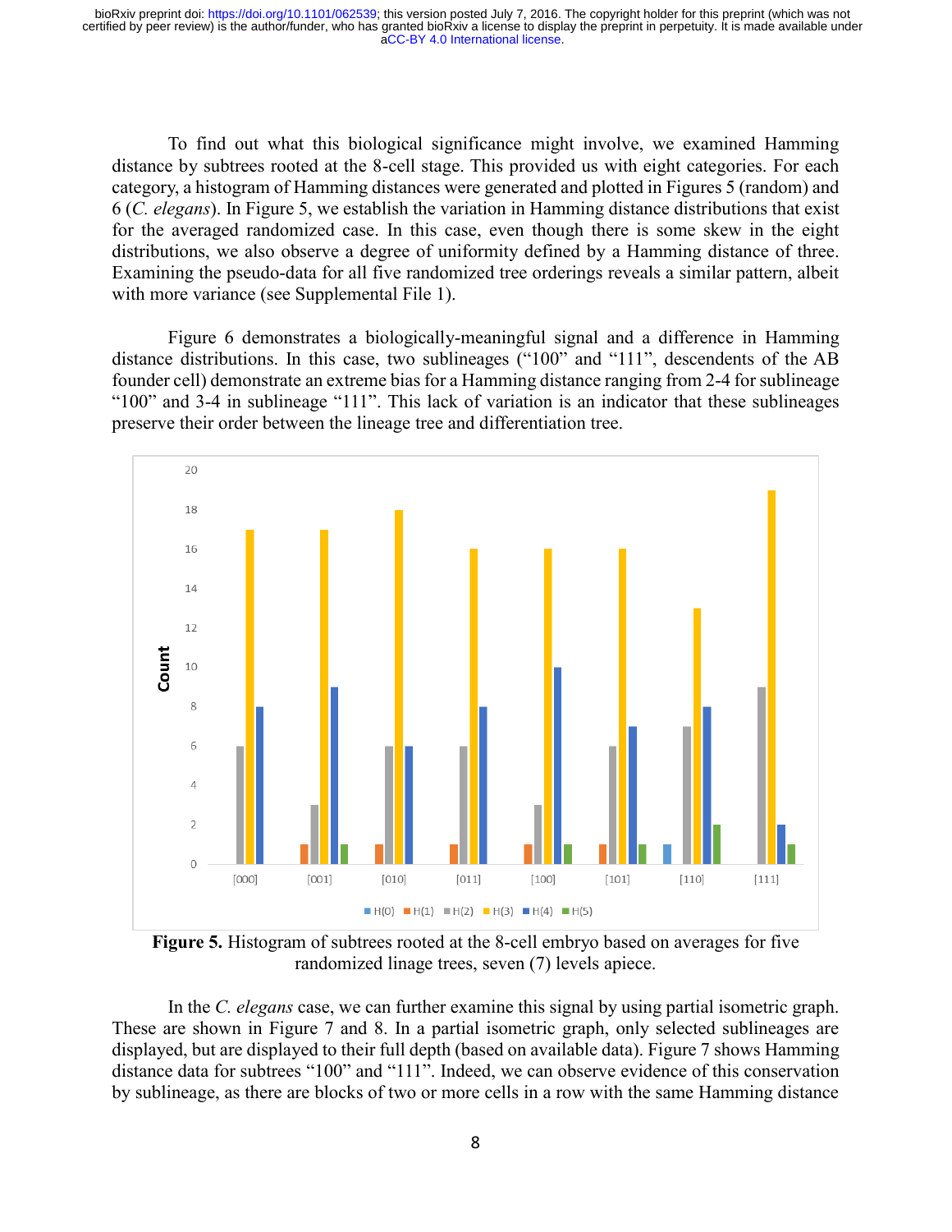To find out what this biological significance might involve, we examined Hamming distance by subtrees rooted at the 8-cell stage. This provided us with eight categories. For each category, a histogram of Hamming distances were generated and plotted in Figures 5 (random) and 6 (*C. elegans*). In Figure 5, we establish the variation in Hamming distance distributions that exist for the averaged randomized case. In this case, even though there is some skew in the eight distributions, we also observe a degree of uniformity defined by a Hamming distance of three. Examining the pseudo-data for all five randomized tree orderings reveals a similar pattern, albeit with more variance (see Supplemental File 1).

Figure 6 demonstrates a biologically-meaningful signal and a difference in Hamming distance distributions. In this case, two sublineages ("100" and "111", descendents of the AB founder cell) demonstrate an extreme bias for a Hamming distance ranging from 2-4 for sublineage "100" and 3-4 in sublineage "111". This lack of variation is an indicator that these sublineages preserve their order between the lineage tree and differentiation tree.

| Subtree | H(0) | H(1) | H(2) | H(3) | H(4) | H(5) |
|---|---|---|---|---|---|---|
| [000] | | | 6 | 17 | 8 | |
| [001] | | 1 | 3 | 17 | 9 | 1 |
| [010] | | 1 | 6 | 18 | 6 | |
| [011] | | 1 | 6 | 16 | 8 | |
| [100] | | 1 | 3 | 16 | 10 | 1 |
| [101] | | 1 | 6 | 16 | 7 | 1 |
| [110] | 1 | | 7 | 13 | 8 | 2 |
| [111] | | | 9 | 19 | 2 | 1 |

**Figure 5.** Histogram of subtrees rooted at the 8-cell embryo based on averages for five randomized linage trees, seven (7) levels apiece.

In the *C. elegans* case, we can further examine this signal by using partial isometric graph. These are shown in Figure 7 and 8. In a partial isometric graph, only selected sublineages are displayed, but are displayed to their full depth (based on available data). Figure 7 shows Hamming distance data for subtrees "100" and "111". Indeed, we can observe evidence of this conservation by sublineage, as there are blocks of two or more cells in a row with the same Hamming distance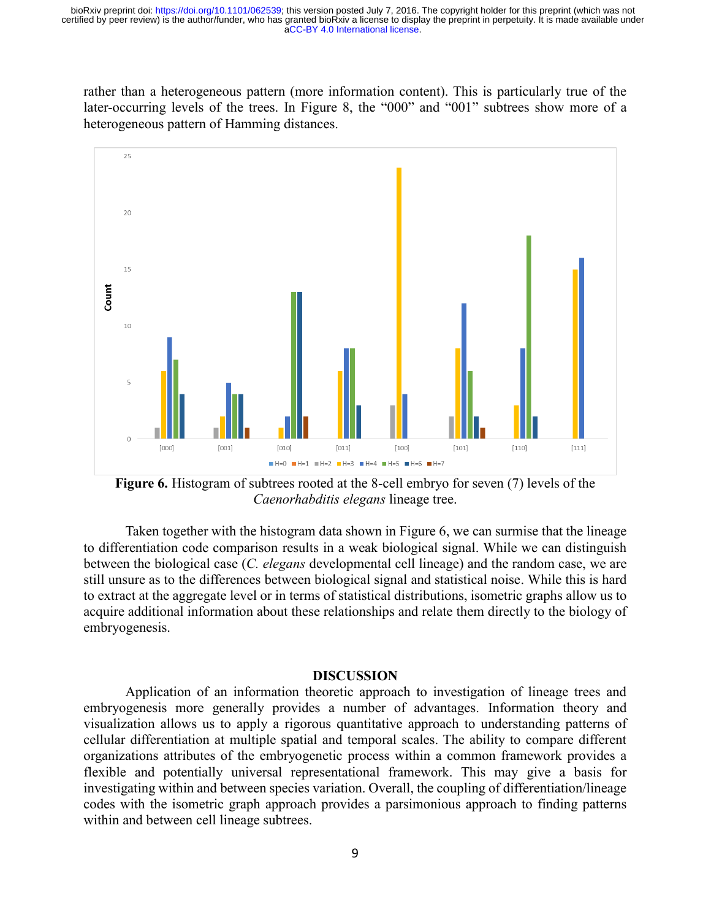rather than a heterogeneous pattern (more information content). This is particularly true of the later-occurring levels of the trees. In Figure 8, the "000" and "001" subtrees show more of a heterogeneous pattern of Hamming distances.

**Figure 6.** Histogram of subtrees rooted at the 8-cell embryo for seven (7) levels of the *Caenorhabditis elegans* lineage tree.

Taken together with the histogram data shown in Figure 6, we can surmise that the lineage to differentiation code comparison results in a weak biological signal. While we can distinguish between the biological case (*C. elegans* developmental cell lineage) and the random case, we are still unsure as to the differences between biological signal and statistical noise. While this is hard to extract at the aggregate level or in terms of statistical distributions, isometric graphs allow us to acquire additional information about these relationships and relate them directly to the biology of embryogenesis.

## DISCUSSION

Application of an information theoretic approach to investigation of lineage trees and embryogenesis more generally provides a number of advantages. Information theory and visualization allows us to apply a rigorous quantitative approach to understanding patterns of cellular differentiation at multiple spatial and temporal scales. The ability to compare different organizations attributes of the embryogenetic process within a common framework provides a flexible and potentially universal representational framework. This may give a basis for investigating within and between species variation. Overall, the coupling of differentiation/lineage codes with the isometric graph approach provides a parsimonious approach to finding patterns within and between cell lineage subtrees.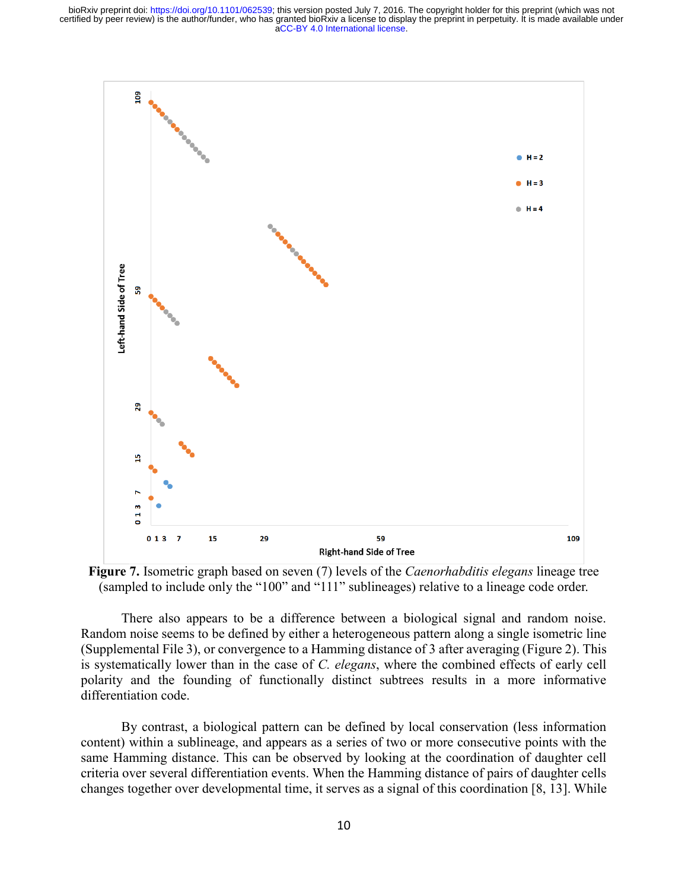**Figure 7.** Isometric graph based on seven (7) levels of the *Caenorhabditis elegans* lineage tree (sampled to include only the "100" and "111" sublineages) relative to a lineage code order.

There also appears to be a difference between a biological signal and random noise. Random noise seems to be defined by either a heterogeneous pattern along a single isometric line (Supplemental File 3), or convergence to a Hamming distance of 3 after averaging (Figure 2). This is systematically lower than in the case of *C. elegans*, where the combined effects of early cell polarity and the founding of functionally distinct subtrees results in a more informative differentiation code.

By contrast, a biological pattern can be defined by local conservation (less information content) within a sublineage, and appears as a series of two or more consecutive points with the same Hamming distance. This can be observed by looking at the coordination of daughter cell criteria over several differentiation events. When the Hamming distance of pairs of daughter cells changes together over developmental time, it serves as a signal of this coordination [8, 13]. While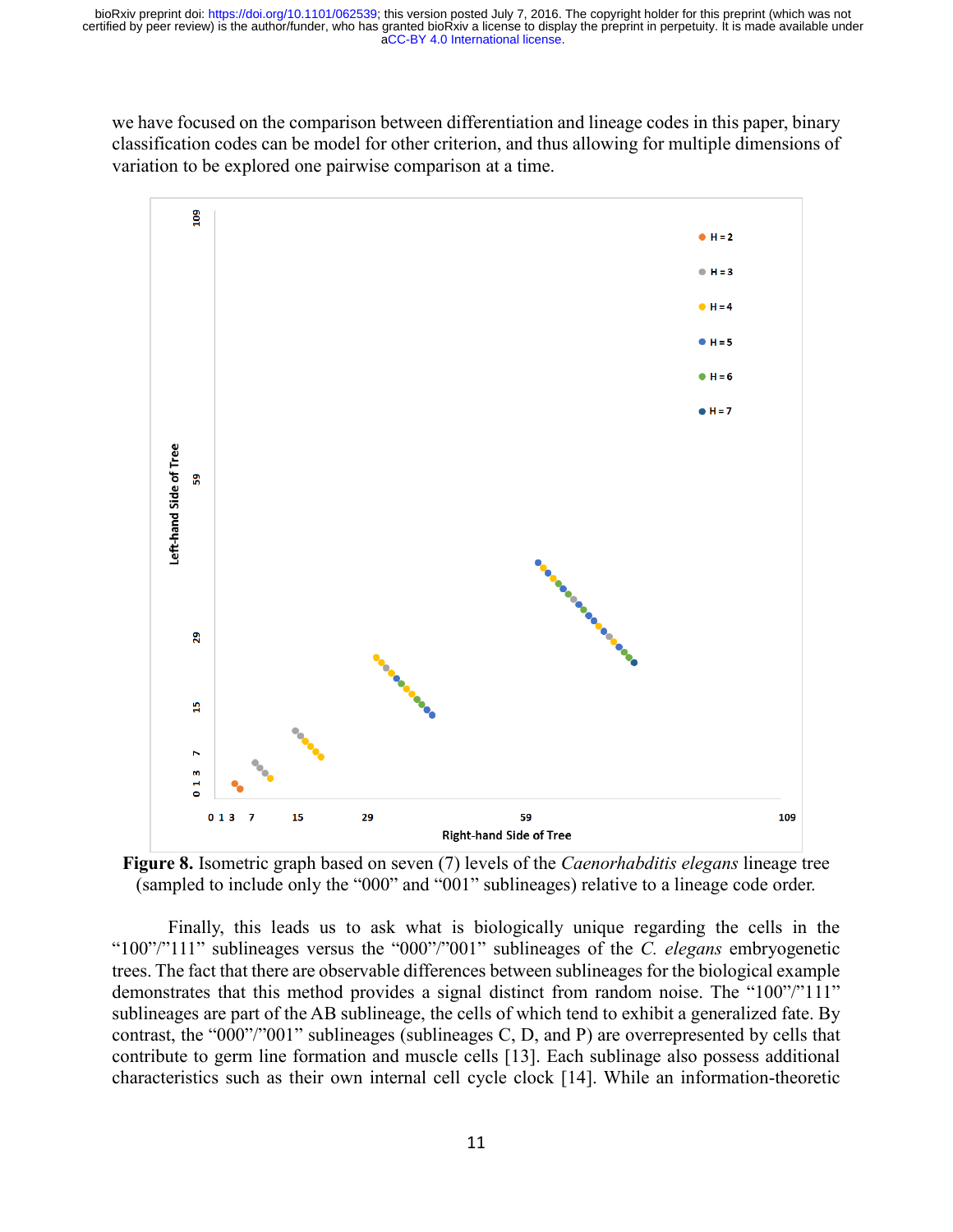we have focused on the comparison between differentiation and lineage codes in this paper, binary classification codes can be model for other criterion, and thus allowing for multiple dimensions of variation to be explored one pairwise comparison at a time.

**Figure 8.** Isometric graph based on seven (7) levels of the *Caenorhabditis elegans* lineage tree (sampled to include only the "000" and "001" sublineages) relative to a lineage code order.

Finally, this leads us to ask what is biologically unique regarding the cells in the "100"/"111" sublineages versus the "000"/"001" sublineages of the *C. elegans* embryogenetic trees. The fact that there are observable differences between sublineages for the biological example demonstrates that this method provides a signal distinct from random noise. The "100"/"111" sublineages are part of the AB sublineage, the cells of which tend to exhibit a generalized fate. By contrast, the "000"/"001" sublineages (sublineages C, D, and P) are overrepresented by cells that contribute to germ line formation and muscle cells [13]. Each sublinage also possess additional characteristics such as their own internal cell cycle clock [14]. While an information-theoretic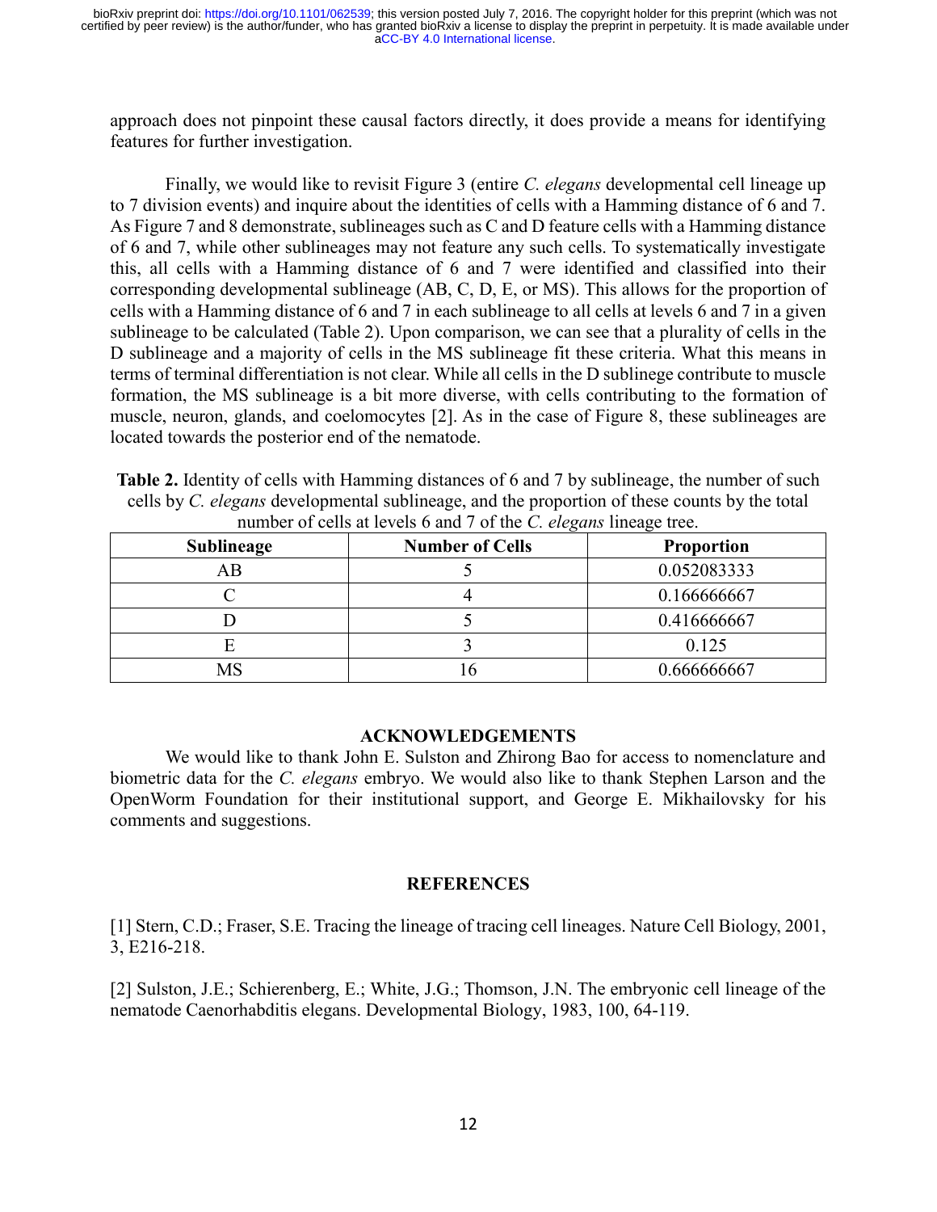approach does not pinpoint these causal factors directly, it does provide a means for identifying features for further investigation.

Finally, we would like to revisit Figure 3 (entire *C. elegans* developmental cell lineage up to 7 division events) and inquire about the identities of cells with a Hamming distance of 6 and 7. As Figure 7 and 8 demonstrate, sublineages such as C and D feature cells with a Hamming distance of 6 and 7, while other sublineages may not feature any such cells. To systematically investigate this, all cells with a Hamming distance of 6 and 7 were identified and classified into their corresponding developmental sublineage (AB, C, D, E, or MS). This allows for the proportion of cells with a Hamming distance of 6 and 7 in each sublineage to all cells at levels 6 and 7 in a given sublineage to be calculated (Table 2). Upon comparison, we can see that a plurality of cells in the D sublineage and a majority of cells in the MS sublineage fit these criteria. What this means in terms of terminal differentiation is not clear. While all cells in the D sublinege contribute to muscle formation, the MS sublineage is a bit more diverse, with cells contributing to the formation of muscle, neuron, glands, and coelomocytes [2]. As in the case of Figure 8, these sublineages are located towards the posterior end of the nematode.

**Table 2.** Identity of cells with Hamming distances of 6 and 7 by sublineage, the number of such cells by *C. elegans* developmental sublineage, and the proportion of these counts by the total number of cells at levels 6 and 7 of the *C. elegans* lineage tree.

| Sublineage | Number of Cells | Proportion |
|---|---|---|
| AB | 5 | 0.052083333 |
| C | 4 | 0.166666667 |
| D | 5 | 0.416666667 |
| E | 3 | 0.125 |
| MS | 16 | 0.666666667 |

## ACKNOWLEDGEMENTS

We would like to thank John E. Sulston and Zhirong Bao for access to nomenclature and biometric data for the *C. elegans* embryo. We would also like to thank Stephen Larson and the OpenWorm Foundation for their institutional support, and George E. Mikhailovsky for his comments and suggestions.

## REFERENCES

[1] Stern, C.D.; Fraser, S.E. Tracing the lineage of tracing cell lineages. Nature Cell Biology, 2001, 3, E216-218.

[2] Sulston, J.E.; Schierenberg, E.; White, J.G.; Thomson, J.N. The embryonic cell lineage of the nematode Caenorhabditis elegans. Developmental Biology, 1983, 100, 64-119.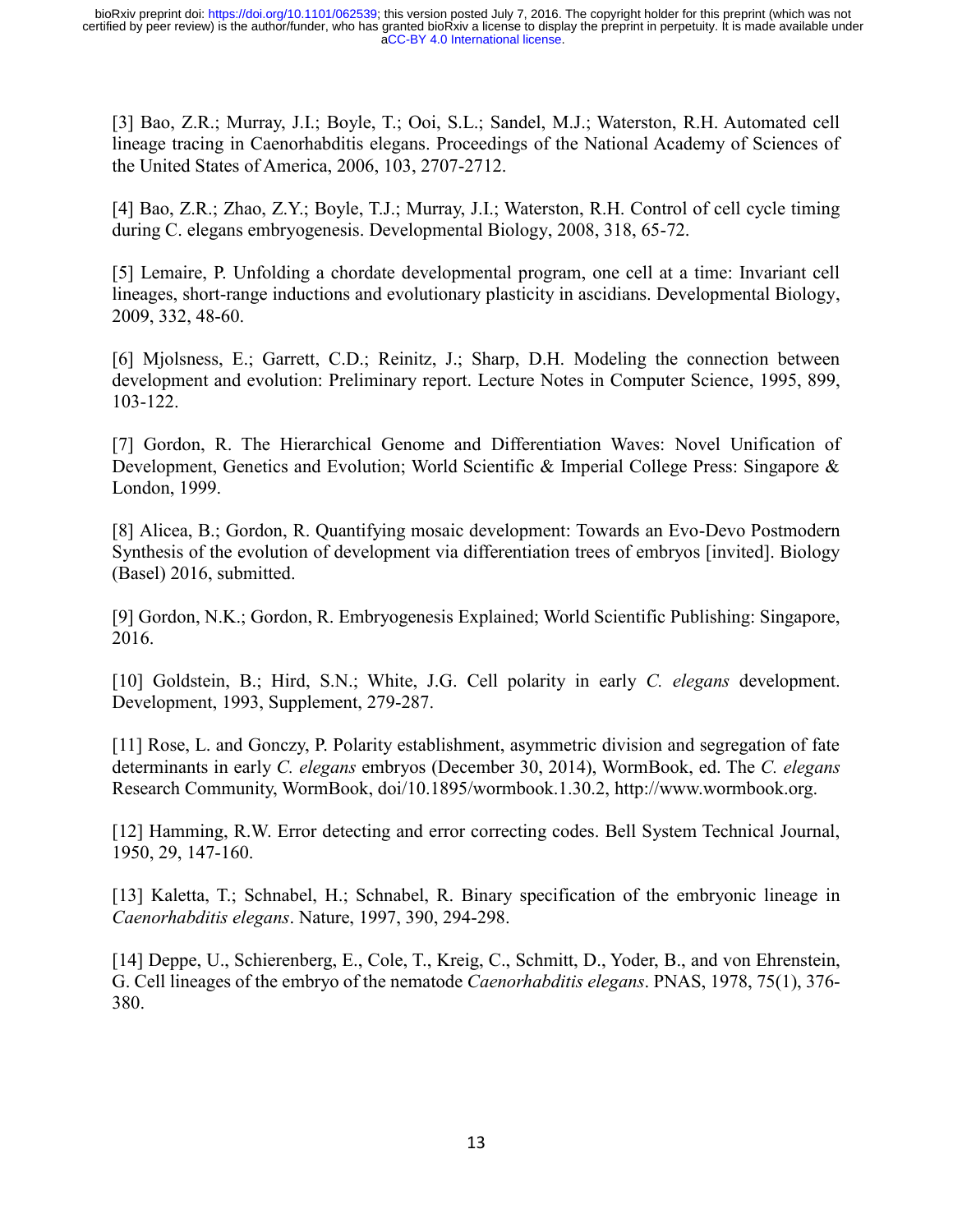[3] Bao, Z.R.; Murray, J.I.; Boyle, T.; Ooi, S.L.; Sandel, M.J.; Waterston, R.H. Automated cell lineage tracing in Caenorhabditis elegans. Proceedings of the National Academy of Sciences of the United States of America, 2006, 103, 2707-2712.

[4] Bao, Z.R.; Zhao, Z.Y.; Boyle, T.J.; Murray, J.I.; Waterston, R.H. Control of cell cycle timing during C. elegans embryogenesis. Developmental Biology, 2008, 318, 65-72.

[5] Lemaire, P. Unfolding a chordate developmental program, one cell at a time: Invariant cell lineages, short-range inductions and evolutionary plasticity in ascidians. Developmental Biology, 2009, 332, 48-60.

[6] Mjolsness, E.; Garrett, C.D.; Reinitz, J.; Sharp, D.H. Modeling the connection between development and evolution: Preliminary report. Lecture Notes in Computer Science, 1995, 899, 103-122.

[7] Gordon, R. The Hierarchical Genome and Differentiation Waves: Novel Unification of Development, Genetics and Evolution; World Scientific & Imperial College Press: Singapore & London, 1999.

[8] Alicea, B.; Gordon, R. Quantifying mosaic development: Towards an Evo-Devo Postmodern Synthesis of the evolution of development via differentiation trees of embryos [invited]. Biology (Basel) 2016, submitted.

[9] Gordon, N.K.; Gordon, R. Embryogenesis Explained; World Scientific Publishing: Singapore, 2016.

[10] Goldstein, B.; Hird, S.N.; White, J.G. Cell polarity in early *C. elegans* development. Development, 1993, Supplement, 279-287.

[11] Rose, L. and Gonczy, P. Polarity establishment, asymmetric division and segregation of fate determinants in early *C. elegans* embryos (December 30, 2014), WormBook, ed. The *C. elegans* Research Community, WormBook, doi/10.1895/wormbook.1.30.2, http://www.wormbook.org.

[12] Hamming, R.W. Error detecting and error correcting codes. Bell System Technical Journal, 1950, 29, 147-160.

[13] Kaletta, T.; Schnabel, H.; Schnabel, R. Binary specification of the embryonic lineage in *Caenorhabditis elegans*. Nature, 1997, 390, 294-298.

[14] Deppe, U., Schierenberg, E., Cole, T., Kreig, C., Schmitt, D., Yoder, B., and von Ehrenstein, G. Cell lineages of the embryo of the nematode *Caenorhabditis elegans*. PNAS, 1978, 75(1), 376-380.